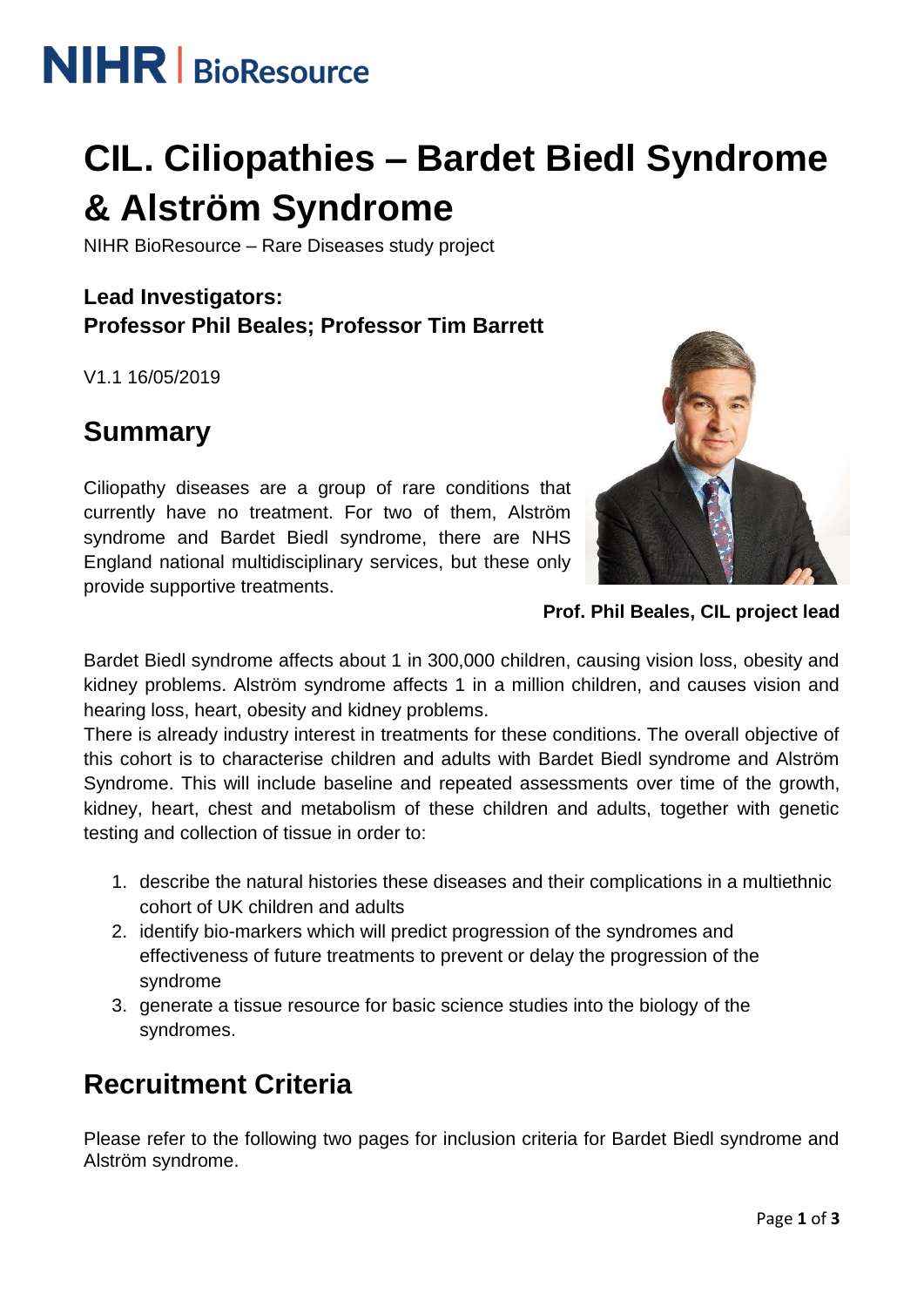NIHR | BioResource

# CIL. Ciliopathies – Bardet Biedl Syndrome & Alström Syndrome

NIHR BioResource – Rare Diseases study project

**Lead Investigators:**
**Professor Phil Beales; Professor Tim Barrett**

V1.1 16/05/2019

## Summary

Ciliopathy diseases are a group of rare conditions that currently have no treatment. For two of them, Alström syndrome and Bardet Biedl syndrome, there are NHS England national multidisciplinary services, but these only provide supportive treatments.

**Prof. Phil Beales, CIL project lead**

Bardet Biedl syndrome affects about 1 in 300,000 children, causing vision loss, obesity and kidney problems. Alström syndrome affects 1 in a million children, and causes vision and hearing loss, heart, obesity and kidney problems.
There is already industry interest in treatments for these conditions. The overall objective of this cohort is to characterise children and adults with Bardet Biedl syndrome and Alström Syndrome. This will include baseline and repeated assessments over time of the growth, kidney, heart, chest and metabolism of these children and adults, together with genetic testing and collection of tissue in order to:

1. describe the natural histories these diseases and their complications in a multiethnic cohort of UK children and adults
2. identify bio-markers which will predict progression of the syndromes and effectiveness of future treatments to prevent or delay the progression of the syndrome
3. generate a tissue resource for basic science studies into the biology of the syndromes.

## Recruitment Criteria

Please refer to the following two pages for inclusion criteria for Bardet Biedl syndrome and Alström syndrome.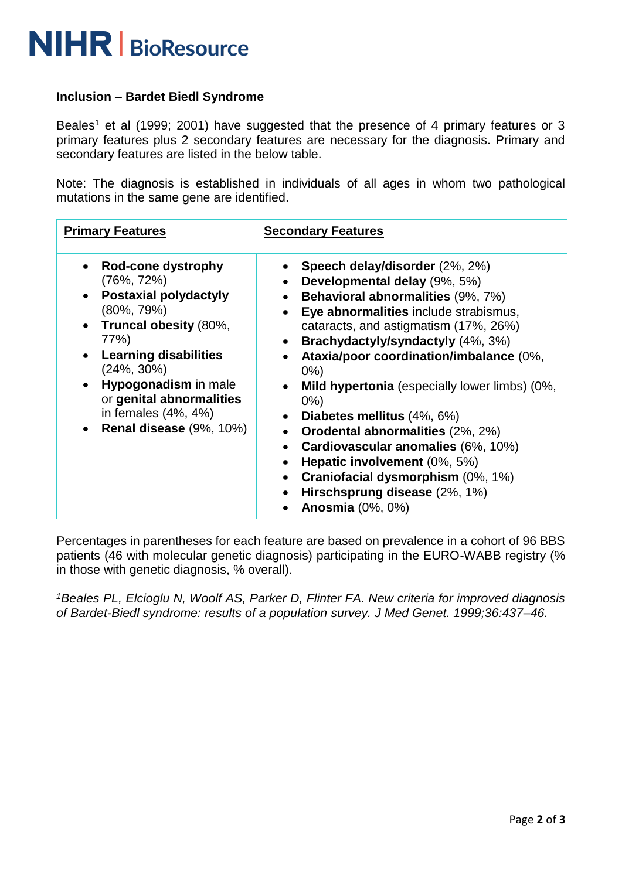**Inclusion – Bardet Biedl Syndrome**

Beales[1] et al (1999; 2001) have suggested that the presence of 4 primary features or 3 primary features plus 2 secondary features are necessary for the diagnosis. Primary and secondary features are listed in the below table.

Note: The diagnosis is established in individuals of all ages in whom two pathological mutations in the same gene are identified.

| Primary Features | Secondary Features |
|---|---|
| • **Rod-cone dystrophy** (76%, 72%)<br>• **Postaxial polydactyly** (80%, 79%)<br>• **Truncal obesity** (80%, 77%)<br>• **Learning disabilities** (24%, 30%)<br>• **Hypogonadism** in male or **genital abnormalities** in females (4%, 4%)<br>• **Renal disease** (9%, 10%) | • **Speech delay/disorder** (2%, 2%)<br>• **Developmental delay** (9%, 5%)<br>• **Behavioral abnormalities** (9%, 7%)<br>• **Eye abnormalities** include strabismus, cataracts, and astigmatism (17%, 26%)<br>• **Brachydactyly/syndactyly** (4%, 3%)<br>• **Ataxia/poor coordination/imbalance** (0%, 0%)<br>• **Mild hypertonia** (especially lower limbs) (0%, 0%)<br>• **Diabetes mellitus** (4%, 6%)<br>• **Orodental abnormalities** (2%, 2%)<br>• **Cardiovascular anomalies** (6%, 10%)<br>• **Hepatic involvement** (0%, 5%)<br>• **Craniofacial dysmorphism** (0%, 1%)<br>• **Hirschsprung disease** (2%, 1%)<br>• **Anosmia** (0%, 0%) |

Percentages in parentheses for each feature are based on prevalence in a cohort of 96 BBS patients (46 with molecular genetic diagnosis) participating in the EURO-WABB registry (% in those with genetic diagnosis, % overall).

*[1]Beales PL, Elcioglu N, Woolf AS, Parker D, Flinter FA. New criteria for improved diagnosis of Bardet-Biedl syndrome: results of a population survey. J Med Genet. 1999;36:437–46.*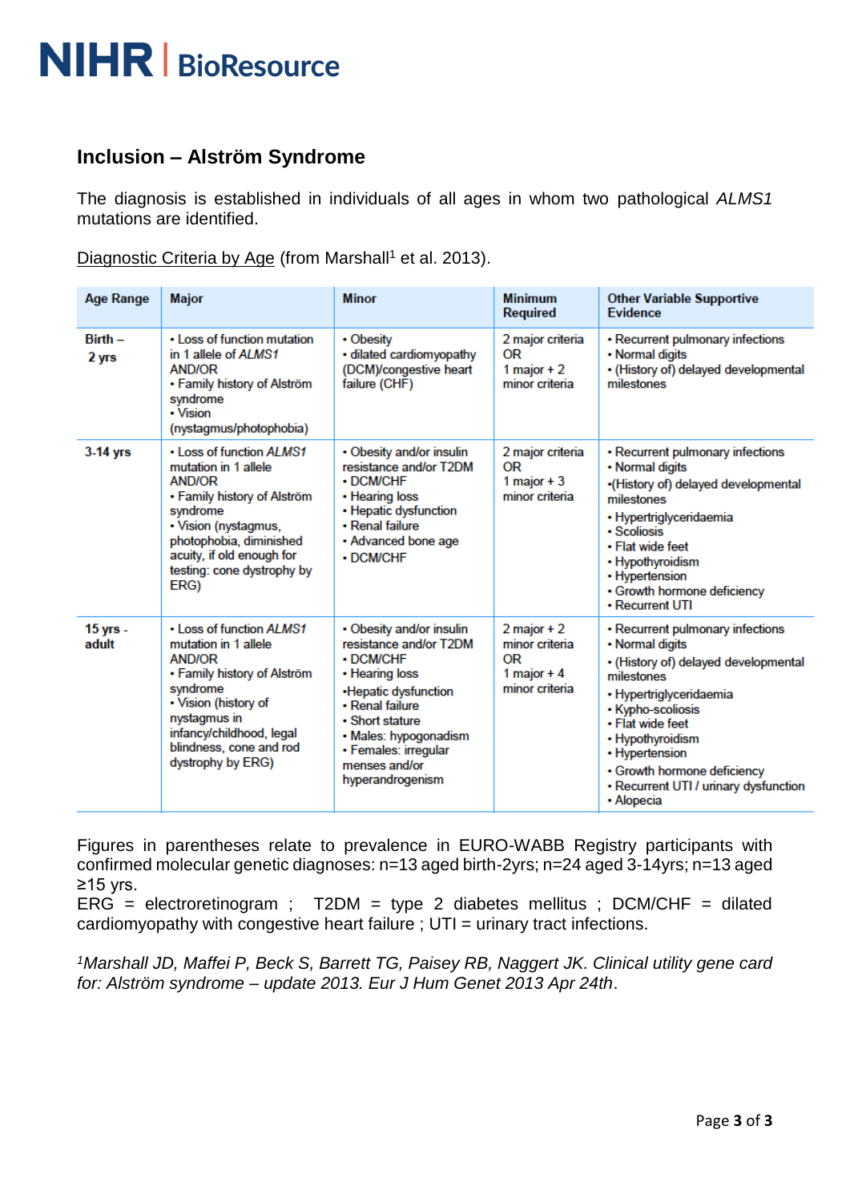## Inclusion – Alström Syndrome

The diagnosis is established in individuals of all ages in whom two pathological *ALMS1* mutations are identified.

Diagnostic Criteria by Age (from Marshall[1] et al. 2013).

| Age Range | Major | Minor | Minimum Required | Other Variable Supportive Evidence |
|---|---|---|---|---|
| Birth – 2 yrs | • Loss of function mutation in 1 allele of *ALMS1* AND/OR • Family history of Alström syndrome • Vision (nystagmus/photophobia) | • Obesity • dilated cardiomyopathy (DCM)/congestive heart failure (CHF) | 2 major criteria OR 1 major + 2 minor criteria | • Recurrent pulmonary infections • Normal digits • (History of) delayed developmental milestones |
| 3-14 yrs | • Loss of function *ALMS1* mutation in 1 allele AND/OR • Family history of Alström syndrome • Vision (nystagmus, photophobia, diminished acuity, if old enough for testing: cone dystrophy by ERG) | • Obesity and/or insulin resistance and/or T2DM • DCM/CHF • Hearing loss • Hepatic dysfunction • Renal failure • Advanced bone age • DCM/CHF | 2 major criteria OR 1 major + 3 minor criteria | • Recurrent pulmonary infections • Normal digits •(History of) delayed developmental milestones • Hypertriglyceridaemia • Scoliosis • Flat wide feet • Hypothyroidism • Hypertension • Growth hormone deficiency • Recurrent UTI |
| 15 yrs - adult | • Loss of function *ALMS1* mutation in 1 allele AND/OR • Family history of Alström syndrome • Vision (history of nystagmus in infancy/childhood, legal blindness, cone and rod dystrophy by ERG) | • Obesity and/or insulin resistance and/or T2DM • DCM/CHF • Hearing loss •Hepatic dysfunction • Renal failure • Short stature • Males: hypogonadism • Females: irregular menses and/or hyperandrogenism | 2 major + 2 minor criteria OR 1 major + 4 minor criteria | • Recurrent pulmonary infections • Normal digits • (History of) delayed developmental milestones • Hypertriglyceridaemia • Kypho-scoliosis • Flat wide feet • Hypothyroidism • Hypertension • Growth hormone deficiency • Recurrent UTI / urinary dysfunction • Alopecia |

Figures in parentheses relate to prevalence in EURO-WABB Registry participants with confirmed molecular genetic diagnoses: n=13 aged birth-2yrs; n=24 aged 3-14yrs; n=13 aged ≥15 yrs.
ERG = electroretinogram ; T2DM = type 2 diabetes mellitus ; DCM/CHF = dilated cardiomyopathy with congestive heart failure ; UTI = urinary tract infections.

*[1]Marshall JD, Maffei P, Beck S, Barrett TG, Paisey RB, Naggert JK. Clinical utility gene card for: Alström syndrome – update 2013. Eur J Hum Genet 2013 Apr 24th*.